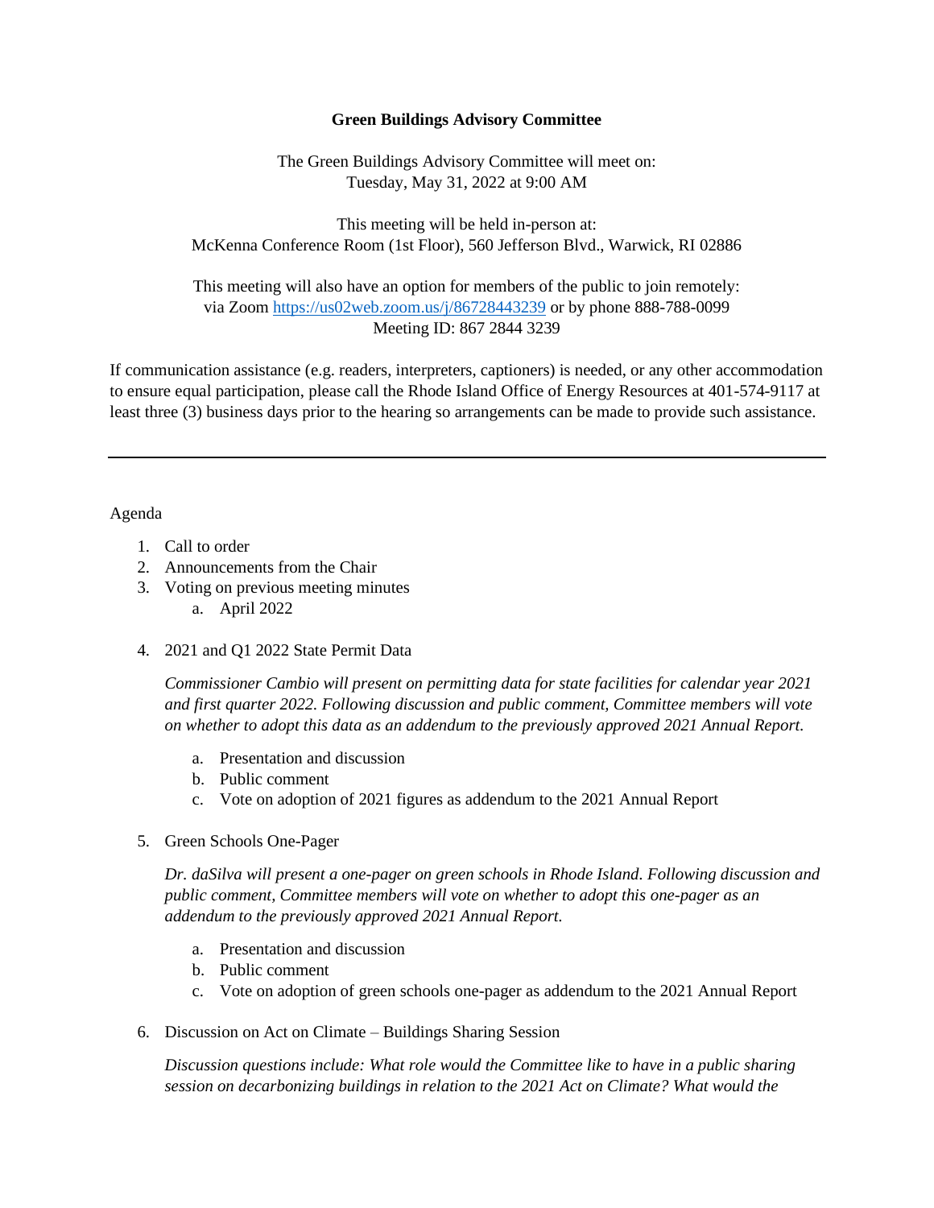# Green Buildings Advisory Committee

The Green Buildings Advisory Committee will meet on:
Tuesday, May 31, 2022 at 9:00 AM

This meeting will be held in-person at:
McKenna Conference Room (1st Floor), 560 Jefferson Blvd., Warwick, RI 02886

This meeting will also have an option for members of the public to join remotely:
via Zoom https://us02web.zoom.us/j/86728443239 or by phone 888-788-0099
Meeting ID: 867 2844 3239

If communication assistance (e.g. readers, interpreters, captioners) is needed, or any other accommodation to ensure equal participation, please call the Rhode Island Office of Energy Resources at 401-574-9117 at least three (3) business days prior to the hearing so arrangements can be made to provide such assistance.

---

Agenda

1. Call to order
2. Announcements from the Chair
3. Voting on previous meeting minutes
   a. April 2022
4. 2021 and Q1 2022 State Permit Data

   *Commissioner Cambio will present on permitting data for state facilities for calendar year 2021 and first quarter 2022. Following discussion and public comment, Committee members will vote on whether to adopt this data as an addendum to the previously approved 2021 Annual Report.*

   a. Presentation and discussion
   b. Public comment
   c. Vote on adoption of 2021 figures as addendum to the 2021 Annual Report
5. Green Schools One-Pager

   *Dr. daSilva will present a one-pager on green schools in Rhode Island. Following discussion and public comment, Committee members will vote on whether to adopt this one-pager as an addendum to the previously approved 2021 Annual Report.*

   a. Presentation and discussion
   b. Public comment
   c. Vote on adoption of green schools one-pager as addendum to the 2021 Annual Report
6. Discussion on Act on Climate – Buildings Sharing Session

   *Discussion questions include: What role would the Committee like to have in a public sharing session on decarbonizing buildings in relation to the 2021 Act on Climate? What would the*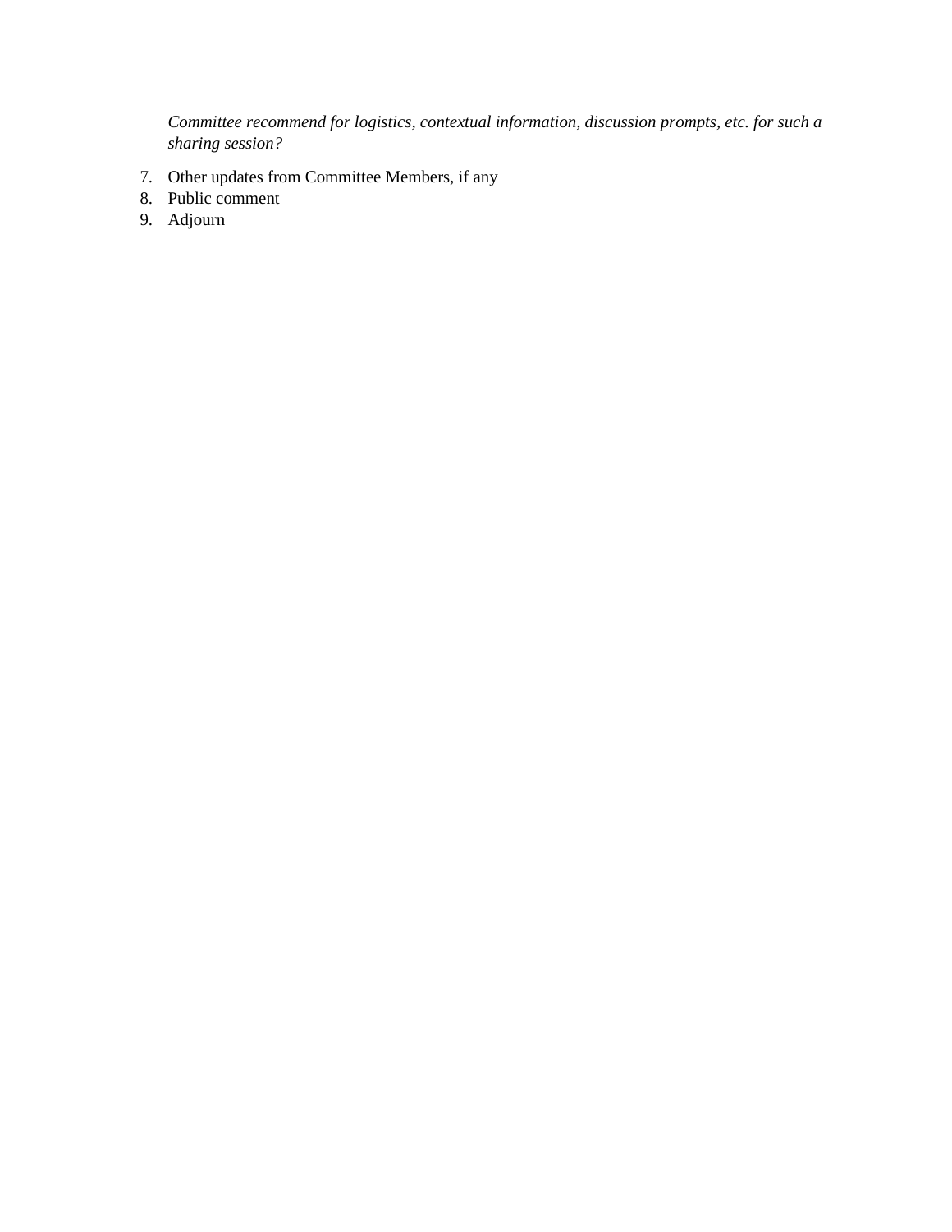*Committee recommend for logistics, contextual information, discussion prompts, etc. for such a sharing session?*

7. Other updates from Committee Members, if any
8. Public comment
9. Adjourn